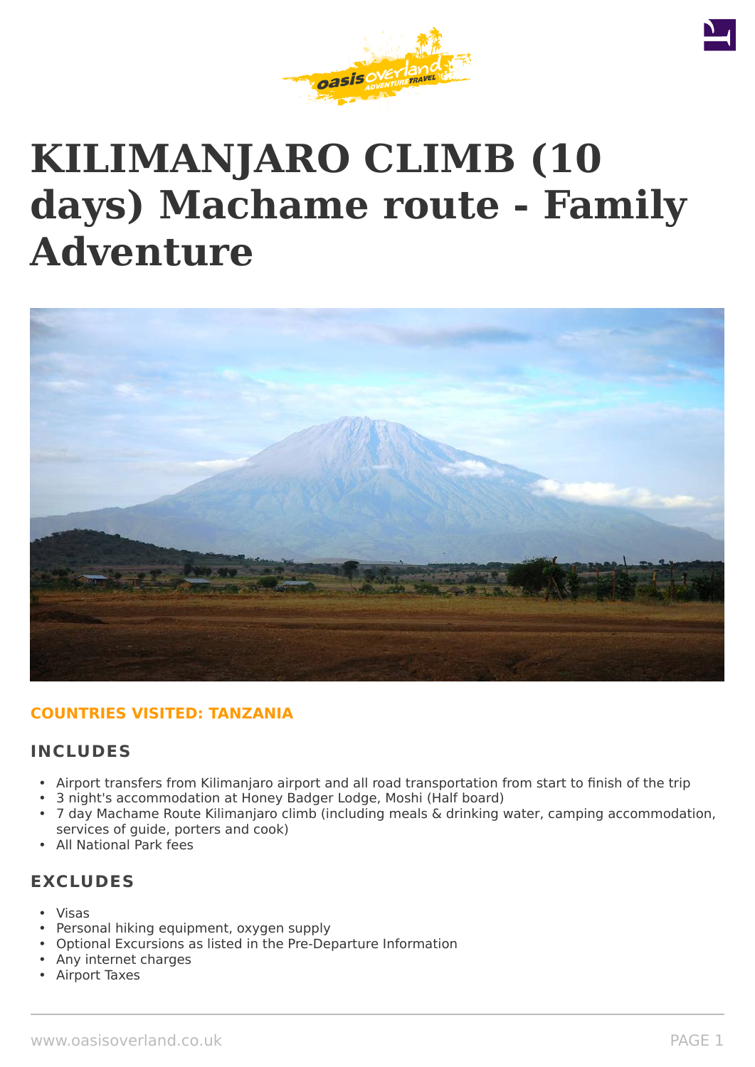# KILIMANJARO CLIMB (10 days) Machame route - Family Adventure

**COUNTRIES VISITED: TANZANIA**

## INCLUDES

- Airport transfers from Kilimanjaro airport and all road transportation from start to finish of the trip
- 3 night's accommodation at Honey Badger Lodge, Moshi (Half board)
- 7 day Machame Route Kilimanjaro climb (including meals & drinking water, camping accommodation, services of guide, porters and cook)
- All National Park fees

## EXCLUDES

- Visas
- Personal hiking equipment, oxygen supply
- Optional Excursions as listed in the Pre-Departure Information
- Any internet charges
- Airport Taxes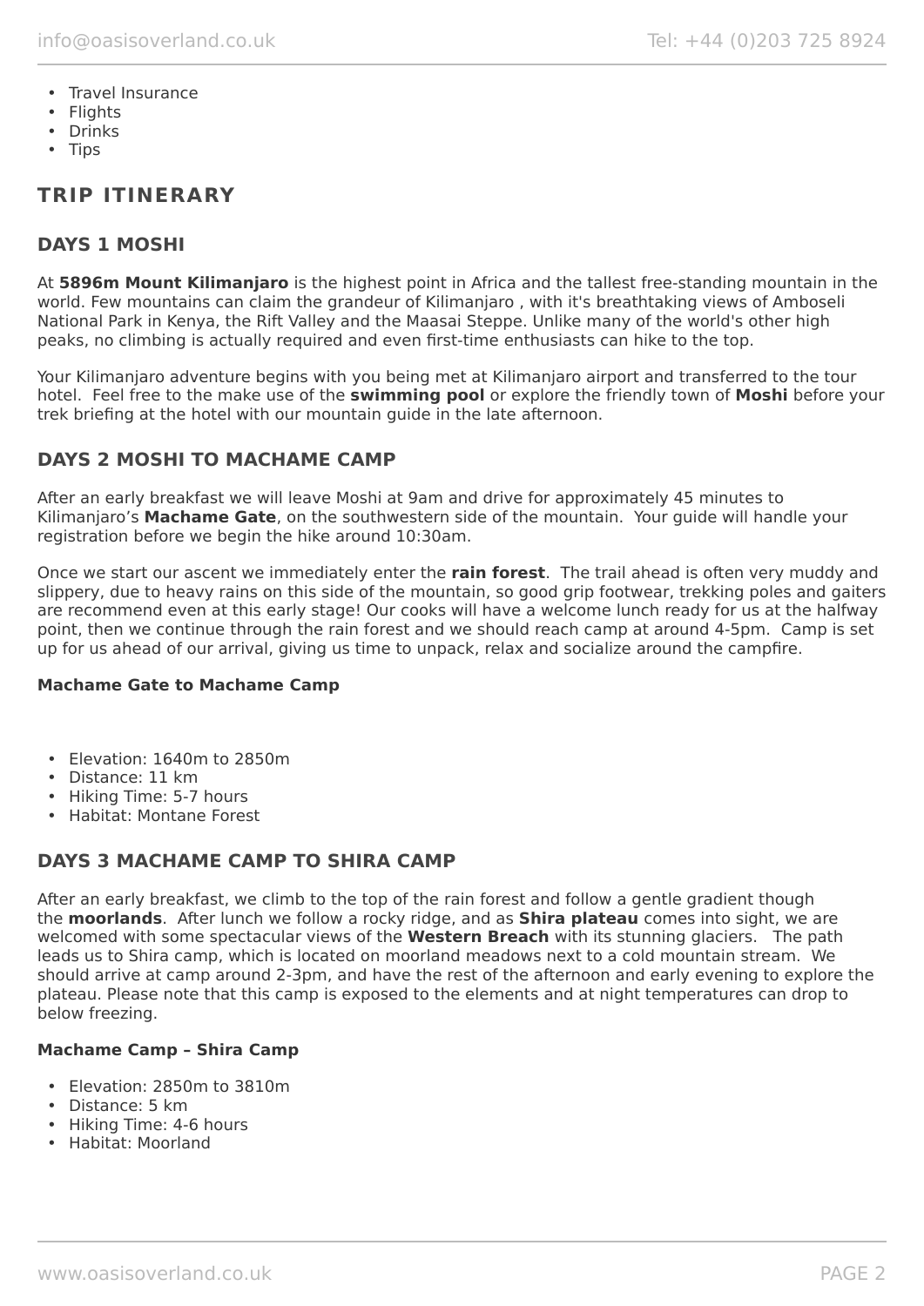- Travel Insurance
- Flights
- Drinks
- Tips

## TRIP ITINERARY

### DAYS 1 MOSHI

At **5896m Mount Kilimanjaro** is the highest point in Africa and the tallest free-standing mountain in the world. Few mountains can claim the grandeur of Kilimanjaro , with it's breathtaking views of Amboseli National Park in Kenya, the Rift Valley and the Maasai Steppe. Unlike many of the world's other high peaks, no climbing is actually required and even first-time enthusiasts can hike to the top.

Your Kilimanjaro adventure begins with you being met at Kilimanjaro airport and transferred to the tour hotel. Feel free to the make use of the **swimming pool** or explore the friendly town of **Moshi** before your trek briefing at the hotel with our mountain guide in the late afternoon.

### DAYS 2 MOSHI TO MACHAME CAMP

After an early breakfast we will leave Moshi at 9am and drive for approximately 45 minutes to Kilimanjaro's **Machame Gate**, on the southwestern side of the mountain. Your guide will handle your registration before we begin the hike around 10:30am.

Once we start our ascent we immediately enter the **rain forest**. The trail ahead is often very muddy and slippery, due to heavy rains on this side of the mountain, so good grip footwear, trekking poles and gaiters are recommend even at this early stage! Our cooks will have a welcome lunch ready for us at the halfway point, then we continue through the rain forest and we should reach camp at around 4-5pm. Camp is set up for us ahead of our arrival, giving us time to unpack, relax and socialize around the campfire.

**Machame Gate to Machame Camp**

- Elevation: 1640m to 2850m
- Distance: 11 km
- Hiking Time: 5-7 hours
- Habitat: Montane Forest

### DAYS 3 MACHAME CAMP TO SHIRA CAMP

After an early breakfast, we climb to the top of the rain forest and follow a gentle gradient though the **moorlands**. After lunch we follow a rocky ridge, and as **Shira plateau** comes into sight, we are welcomed with some spectacular views of the **Western Breach** with its stunning glaciers. The path leads us to Shira camp, which is located on moorland meadows next to a cold mountain stream. We should arrive at camp around 2-3pm, and have the rest of the afternoon and early evening to explore the plateau. Please note that this camp is exposed to the elements and at night temperatures can drop to below freezing.

**Machame Camp – Shira Camp**

- Elevation: 2850m to 3810m
- Distance: 5 km
- Hiking Time: 4-6 hours
- Habitat: Moorland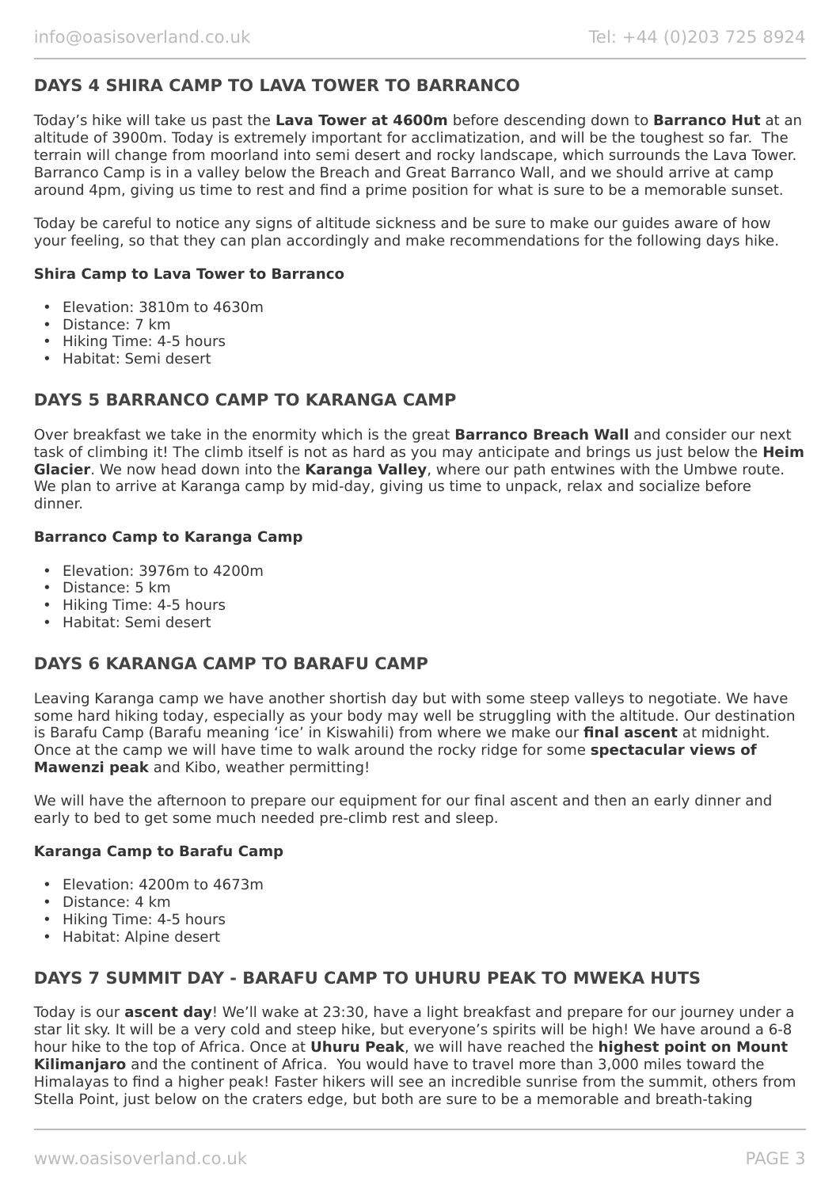## DAYS 4 SHIRA CAMP TO LAVA TOWER TO BARRANCO

Today's hike will take us past the **Lava Tower at 4600m** before descending down to **Barranco Hut** at an altitude of 3900m. Today is extremely important for acclimatization, and will be the toughest so far. The terrain will change from moorland into semi desert and rocky landscape, which surrounds the Lava Tower. Barranco Camp is in a valley below the Breach and Great Barranco Wall, and we should arrive at camp around 4pm, giving us time to rest and find a prime position for what is sure to be a memorable sunset.

Today be careful to notice any signs of altitude sickness and be sure to make our guides aware of how your feeling, so that they can plan accordingly and make recommendations for the following days hike.

**Shira Camp to Lava Tower to Barranco**

- Elevation: 3810m to 4630m
- Distance: 7 km
- Hiking Time: 4-5 hours
- Habitat: Semi desert

## DAYS 5 BARRANCO CAMP TO KARANGA CAMP

Over breakfast we take in the enormity which is the great **Barranco Breach Wall** and consider our next task of climbing it! The climb itself is not as hard as you may anticipate and brings us just below the **Heim Glacier**. We now head down into the **Karanga Valley**, where our path entwines with the Umbwe route. We plan to arrive at Karanga camp by mid-day, giving us time to unpack, relax and socialize before dinner.

**Barranco Camp to Karanga Camp**

- Elevation: 3976m to 4200m
- Distance: 5 km
- Hiking Time: 4-5 hours
- Habitat: Semi desert

## DAYS 6 KARANGA CAMP TO BARAFU CAMP

Leaving Karanga camp we have another shortish day but with some steep valleys to negotiate. We have some hard hiking today, especially as your body may well be struggling with the altitude. Our destination is Barafu Camp (Barafu meaning 'ice' in Kiswahili) from where we make our **final ascent** at midnight. Once at the camp we will have time to walk around the rocky ridge for some **spectacular views of Mawenzi peak** and Kibo, weather permitting!

We will have the afternoon to prepare our equipment for our final ascent and then an early dinner and early to bed to get some much needed pre-climb rest and sleep.

**Karanga Camp to Barafu Camp**

- Elevation: 4200m to 4673m
- Distance: 4 km
- Hiking Time: 4-5 hours
- Habitat: Alpine desert

## DAYS 7 SUMMIT DAY - BARAFU CAMP TO UHURU PEAK TO MWEKA HUTS

Today is our **ascent day**! We'll wake at 23:30, have a light breakfast and prepare for our journey under a star lit sky. It will be a very cold and steep hike, but everyone's spirits will be high! We have around a 6-8 hour hike to the top of Africa. Once at **Uhuru Peak**, we will have reached the **highest point on Mount Kilimanjaro** and the continent of Africa. You would have to travel more than 3,000 miles toward the Himalayas to find a higher peak! Faster hikers will see an incredible sunrise from the summit, others from Stella Point, just below on the craters edge, but both are sure to be a memorable and breath-taking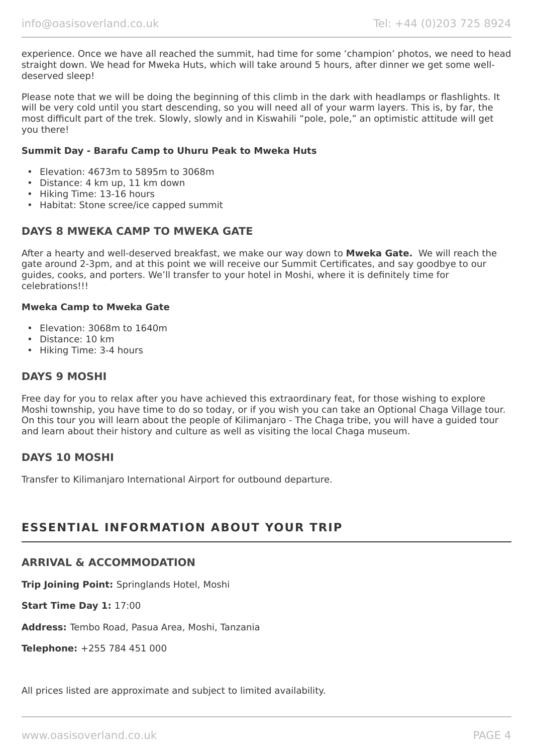experience. Once we have all reached the summit, had time for some 'champion' photos, we need to head straight down. We head for Mweka Huts, which will take around 5 hours, after dinner we get some well-deserved sleep!

Please note that we will be doing the beginning of this climb in the dark with headlamps or flashlights. It will be very cold until you start descending, so you will need all of your warm layers. This is, by far, the most difficult part of the trek. Slowly, slowly and in Kiswahili "pole, pole," an optimistic attitude will get you there!

**Summit Day - Barafu Camp to Uhuru Peak to Mweka Huts**

- Elevation: 4673m to 5895m to 3068m
- Distance: 4 km up, 11 km down
- Hiking Time: 13-16 hours
- Habitat: Stone scree/ice capped summit

### DAYS 8 MWEKA CAMP TO MWEKA GATE

After a hearty and well-deserved breakfast, we make our way down to **Mweka Gate.** We will reach the gate around 2-3pm, and at this point we will receive our Summit Certificates, and say goodbye to our guides, cooks, and porters. We'll transfer to your hotel in Moshi, where it is definitely time for celebrations!!!

**Mweka Camp to Mweka Gate**

- Elevation: 3068m to 1640m
- Distance: 10 km
- Hiking Time: 3-4 hours

### DAYS 9 MOSHI

Free day for you to relax after you have achieved this extraordinary feat, for those wishing to explore Moshi township, you have time to do so today, or if you wish you can take an Optional Chaga Village tour. On this tour you will learn about the people of Kilimanjaro - The Chaga tribe, you will have a guided tour and learn about their history and culture as well as visiting the local Chaga museum.

### DAYS 10 MOSHI

Transfer to Kilimanjaro International Airport for outbound departure.

## ESSENTIAL INFORMATION ABOUT YOUR TRIP

### ARRIVAL & ACCOMMODATION

**Trip Joining Point:** Springlands Hotel, Moshi

**Start Time Day 1:** 17:00

**Address:** Tembo Road, Pasua Area, Moshi, Tanzania

**Telephone:** +255 784 451 000

All prices listed are approximate and subject to limited availability.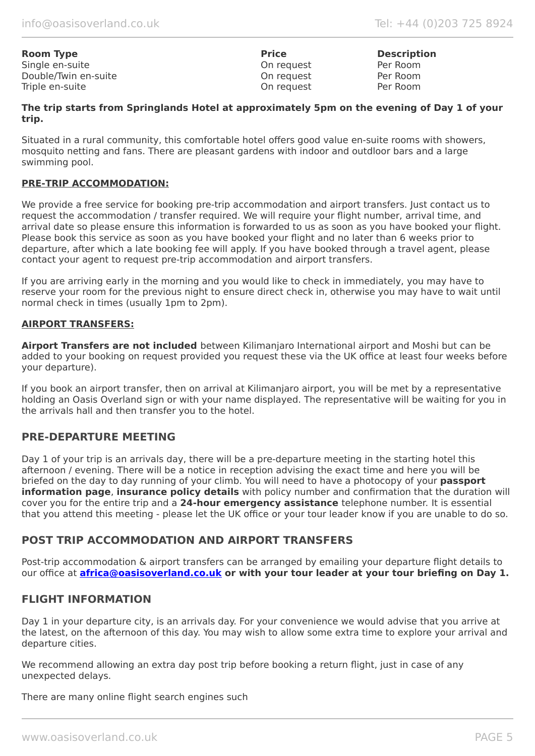| Room Type | Price | Description |
|---|---|---|
| Single en-suite | On request | Per Room |
| Double/Twin en-suite | On request | Per Room |
| Triple en-suite | On request | Per Room |

**The trip starts from Springlands Hotel at approximately 5pm on the evening of Day 1 of your trip.**

Situated in a rural community, this comfortable hotel offers good value en-suite rooms with showers, mosquito netting and fans. There are pleasant gardens with indoor and outdloor bars and a large swimming pool.

**PRE-TRIP ACCOMMODATION:**

We provide a free service for booking pre-trip accommodation and airport transfers. Just contact us to request the accommodation / transfer required. We will require your flight number, arrival time, and arrival date so please ensure this information is forwarded to us as soon as you have booked your flight. Please book this service as soon as you have booked your flight and no later than 6 weeks prior to departure, after which a late booking fee will apply. If you have booked through a travel agent, please contact your agent to request pre-trip accommodation and airport transfers.

If you are arriving early in the morning and you would like to check in immediately, you may have to reserve your room for the previous night to ensure direct check in, otherwise you may have to wait until normal check in times (usually 1pm to 2pm).

**AIRPORT TRANSFERS:**

**Airport Transfers are not included** between Kilimanjaro International airport and Moshi but can be added to your booking on request provided you request these via the UK office at least four weeks before your departure).

If you book an airport transfer, then on arrival at Kilimanjaro airport, you will be met by a representative holding an Oasis Overland sign or with your name displayed. The representative will be waiting for you in the arrivals hall and then transfer you to the hotel.

## PRE-DEPARTURE MEETING

Day 1 of your trip is an arrivals day, there will be a pre-departure meeting in the starting hotel this afternoon / evening. There will be a notice in reception advising the exact time and here you will be briefed on the day to day running of your climb. You will need to have a photocopy of your **passport information page**, **insurance policy details** with policy number and confirmation that the duration will cover you for the entire trip and a **24-hour emergency assistance** telephone number. It is essential that you attend this meeting - please let the UK office or your tour leader know if you are unable to do so.

## POST TRIP ACCOMMODATION AND AIRPORT TRANSFERS

Post-trip accommodation & airport transfers can be arranged by emailing your departure flight details to our office at **africa@oasisoverland.co.uk or with your tour leader at your tour briefing on Day 1.**

## FLIGHT INFORMATION

Day 1 in your departure city, is an arrivals day. For your convenience we would advise that you arrive at the latest, on the afternoon of this day. You may wish to allow some extra time to explore your arrival and departure cities.

We recommend allowing an extra day post trip before booking a return flight, just in case of any unexpected delays.

There are many online flight search engines such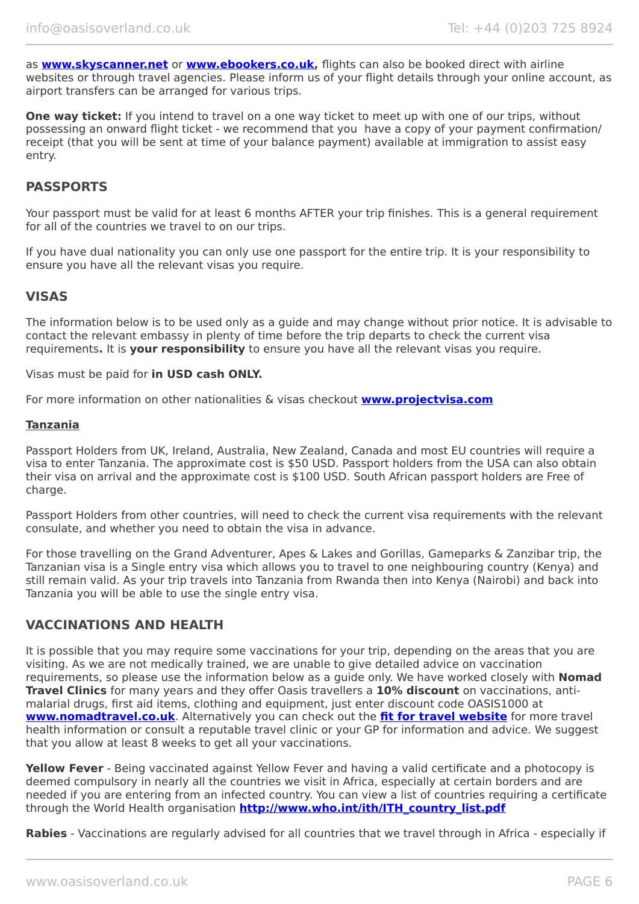as **[www.skyscanner.net](http://www.skyscanner.net)** or **[www.ebookers.co.uk](http://www.ebookers.co.uk),** flights can also be booked direct with airline websites or through travel agencies. Please inform us of your flight details through your online account, as airport transfers can be arranged for various trips.

**One way ticket:** If you intend to travel on a one way ticket to meet up with one of our trips, without possessing an onward flight ticket - we recommend that you have a copy of your payment confirmation/ receipt (that you will be sent at time of your balance payment) available at immigration to assist easy entry.

## PASSPORTS

Your passport must be valid for at least 6 months AFTER your trip finishes. This is a general requirement for all of the countries we travel to on our trips.

If you have dual nationality you can only use one passport for the entire trip. It is your responsibility to ensure you have all the relevant visas you require.

## VISAS

The information below is to be used only as a guide and may change without prior notice. It is advisable to contact the relevant embassy in plenty of time before the trip departs to check the current visa requirements**.** It is **your responsibility** to ensure you have all the relevant visas you require.

Visas must be paid for **in USD cash ONLY.**

For more information on other nationalities & visas checkout **[www.projectvisa.com](http://www.projectvisa.com)**

**Tanzania**

Passport Holders from UK, Ireland, Australia, New Zealand, Canada and most EU countries will require a visa to enter Tanzania. The approximate cost is $50 USD. Passport holders from the USA can also obtain their visa on arrival and the approximate cost is $100 USD. South African passport holders are Free of charge.

Passport Holders from other countries, will need to check the current visa requirements with the relevant consulate, and whether you need to obtain the visa in advance.

For those travelling on the Grand Adventurer, Apes & Lakes and Gorillas, Gameparks & Zanzibar trip, the Tanzanian visa is a Single entry visa which allows you to travel to one neighbouring country (Kenya) and still remain valid. As your trip travels into Tanzania from Rwanda then into Kenya (Nairobi) and back into Tanzania you will be able to use the single entry visa.

## VACCINATIONS AND HEALTH

It is possible that you may require some vaccinations for your trip, depending on the areas that you are visiting. As we are not medically trained, we are unable to give detailed advice on vaccination requirements, so please use the information below as a guide only. We have worked closely with **Nomad Travel Clinics** for many years and they offer Oasis travellers a **10% discount** on vaccinations, anti-malarial drugs, first aid items, clothing and equipment, just enter discount code OASIS1000 at **[www.nomadtravel.co.uk](http://www.nomadtravel.co.uk)**. Alternatively you can check out the **fit for travel website** for more travel health information or consult a reputable travel clinic or your GP for information and advice. We suggest that you allow at least 8 weeks to get all your vaccinations.

**Yellow Fever** - Being vaccinated against Yellow Fever and having a valid certificate and a photocopy is deemed compulsory in nearly all the countries we visit in Africa, especially at certain borders and are needed if you are entering from an infected country. You can view a list of countries requiring a certificate through the World Health organisation **[http://www.who.int/ith/ITH_country_list.pdf](http://www.who.int/ith/ITH_country_list.pdf)**

**Rabies** - Vaccinations are regularly advised for all countries that we travel through in Africa - especially if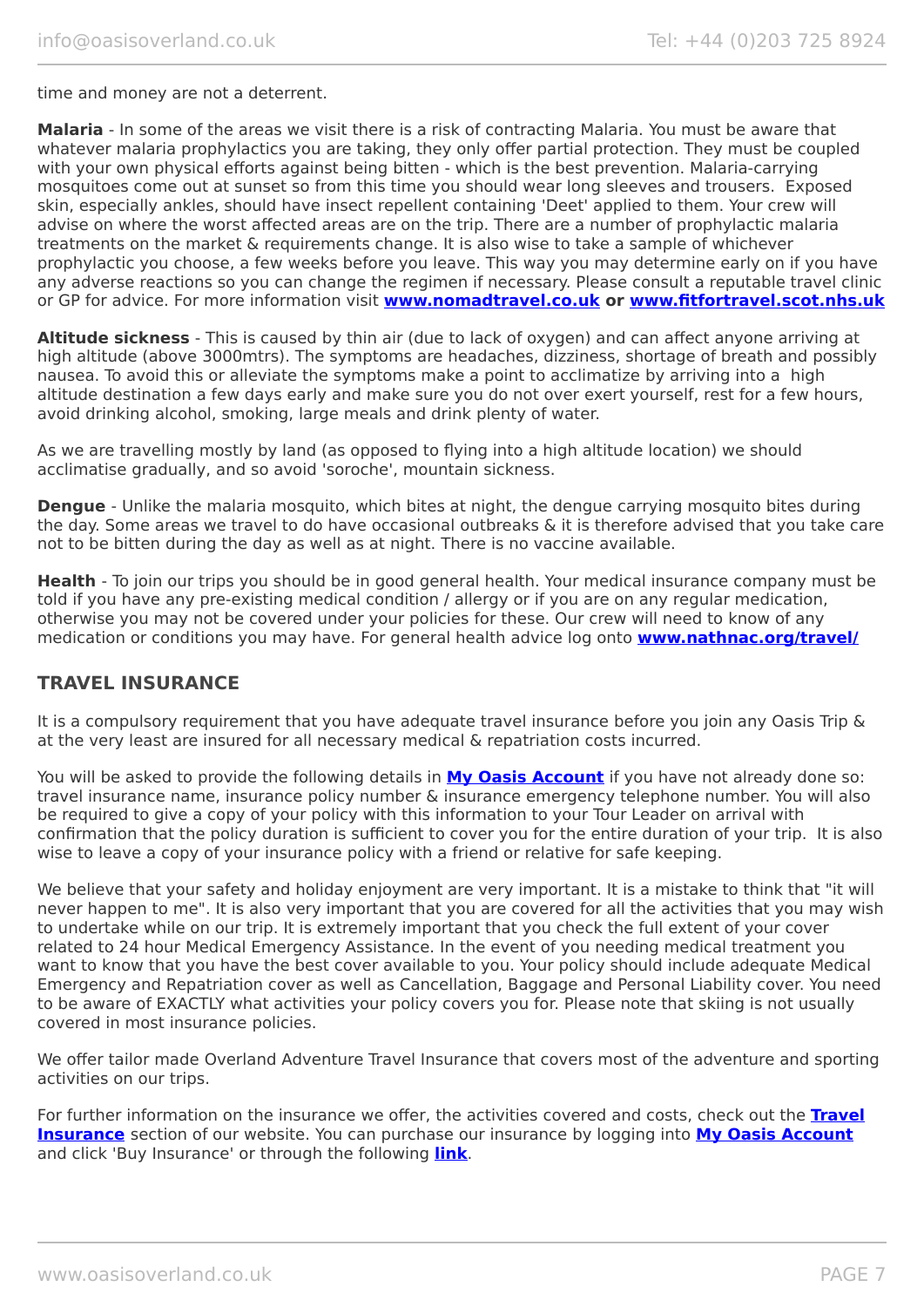time and money are not a deterrent.

**Malaria** - In some of the areas we visit there is a risk of contracting Malaria. You must be aware that whatever malaria prophylactics you are taking, they only offer partial protection. They must be coupled with your own physical efforts against being bitten - which is the best prevention. Malaria-carrying mosquitoes come out at sunset so from this time you should wear long sleeves and trousers. Exposed skin, especially ankles, should have insect repellent containing 'Deet' applied to them. Your crew will advise on where the worst affected areas are on the trip. There are a number of prophylactic malaria treatments on the market & requirements change. It is also wise to take a sample of whichever prophylactic you choose, a few weeks before you leave. This way you may determine early on if you have any adverse reactions so you can change the regimen if necessary. Please consult a reputable travel clinic or GP for advice. For more information visit **www.nomadtravel.co.uk** **or** **www.fitfortravel.scot.nhs.uk**

**Altitude sickness** - This is caused by thin air (due to lack of oxygen) and can affect anyone arriving at high altitude (above 3000mtrs). The symptoms are headaches, dizziness, shortage of breath and possibly nausea. To avoid this or alleviate the symptoms make a point to acclimatize by arriving into a high altitude destination a few days early and make sure you do not over exert yourself, rest for a few hours, avoid drinking alcohol, smoking, large meals and drink plenty of water.

As we are travelling mostly by land (as opposed to flying into a high altitude location) we should acclimatise gradually, and so avoid 'soroche', mountain sickness.

**Dengue** - Unlike the malaria mosquito, which bites at night, the dengue carrying mosquito bites during the day. Some areas we travel to do have occasional outbreaks & it is therefore advised that you take care not to be bitten during the day as well as at night. There is no vaccine available.

**Health** - To join our trips you should be in good general health. Your medical insurance company must be told if you have any pre-existing medical condition / allergy or if you are on any regular medication, otherwise you may not be covered under your policies for these. Our crew will need to know of any medication or conditions you may have. For general health advice log onto **www.nathnac.org/travel/**

## TRAVEL INSURANCE

It is a compulsory requirement that you have adequate travel insurance before you join any Oasis Trip & at the very least are insured for all necessary medical & repatriation costs incurred.

You will be asked to provide the following details in **My Oasis Account** if you have not already done so: travel insurance name, insurance policy number & insurance emergency telephone number. You will also be required to give a copy of your policy with this information to your Tour Leader on arrival with confirmation that the policy duration is sufficient to cover you for the entire duration of your trip. It is also wise to leave a copy of your insurance policy with a friend or relative for safe keeping.

We believe that your safety and holiday enjoyment are very important. It is a mistake to think that "it will never happen to me". It is also very important that you are covered for all the activities that you may wish to undertake while on our trip. It is extremely important that you check the full extent of your cover related to 24 hour Medical Emergency Assistance. In the event of you needing medical treatment you want to know that you have the best cover available to you. Your policy should include adequate Medical Emergency and Repatriation cover as well as Cancellation, Baggage and Personal Liability cover. You need to be aware of EXACTLY what activities your policy covers you for. Please note that skiing is not usually covered in most insurance policies.

We offer tailor made Overland Adventure Travel Insurance that covers most of the adventure and sporting activities on our trips.

For further information on the insurance we offer, the activities covered and costs, check out the **Travel Insurance** section of our website. You can purchase our insurance by logging into **My Oasis Account** and click 'Buy Insurance' or through the following **link**.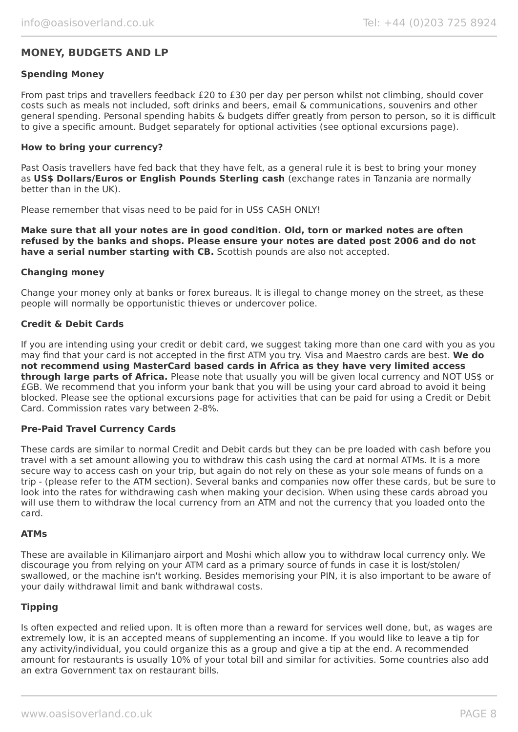## MONEY, BUDGETS AND LP

### Spending Money

From past trips and travellers feedback £20 to £30 per day per person whilst not climbing, should cover costs such as meals not included, soft drinks and beers, email & communications, souvenirs and other general spending. Personal spending habits & budgets differ greatly from person to person, so it is difficult to give a specific amount. Budget separately for optional activities (see optional excursions page).

### How to bring your currency?

Past Oasis travellers have fed back that they have felt, as a general rule it is best to bring your money as **US$ Dollars/Euros or English Pounds Sterling cash** (exchange rates in Tanzania are normally better than in the UK).

Please remember that visas need to be paid for in US$ CASH ONLY!

**Make sure that all your notes are in good condition. Old, torn or marked notes are often refused by the banks and shops. Please ensure your notes are dated post 2006 and do not have a serial number starting with CB.** Scottish pounds are also not accepted.

### Changing money

Change your money only at banks or forex bureaus. It is illegal to change money on the street, as these people will normally be opportunistic thieves or undercover police.

### Credit & Debit Cards

If you are intending using your credit or debit card, we suggest taking more than one card with you as you may find that your card is not accepted in the first ATM you try. Visa and Maestro cards are best. **We do not recommend using MasterCard based cards in Africa as they have very limited access through large parts of Africa.** Please note that usually you will be given local currency and NOT US$ or £GB. We recommend that you inform your bank that you will be using your card abroad to avoid it being blocked. Please see the optional excursions page for activities that can be paid for using a Credit or Debit Card. Commission rates vary between 2-8%.

### Pre-Paid Travel Currency Cards

These cards are similar to normal Credit and Debit cards but they can be pre loaded with cash before you travel with a set amount allowing you to withdraw this cash using the card at normal ATMs. It is a more secure way to access cash on your trip, but again do not rely on these as your sole means of funds on a trip - (please refer to the ATM section). Several banks and companies now offer these cards, but be sure to look into the rates for withdrawing cash when making your decision. When using these cards abroad you will use them to withdraw the local currency from an ATM and not the currency that you loaded onto the card.

### ATMs

These are available in Kilimanjaro airport and Moshi which allow you to withdraw local currency only. We discourage you from relying on your ATM card as a primary source of funds in case it is lost/stolen/swallowed, or the machine isn't working. Besides memorising your PIN, it is also important to be aware of your daily withdrawal limit and bank withdrawal costs.

### Tipping

Is often expected and relied upon. It is often more than a reward for services well done, but, as wages are extremely low, it is an accepted means of supplementing an income. If you would like to leave a tip for any activity/individual, you could organize this as a group and give a tip at the end. A recommended amount for restaurants is usually 10% of your total bill and similar for activities. Some countries also add an extra Government tax on restaurant bills.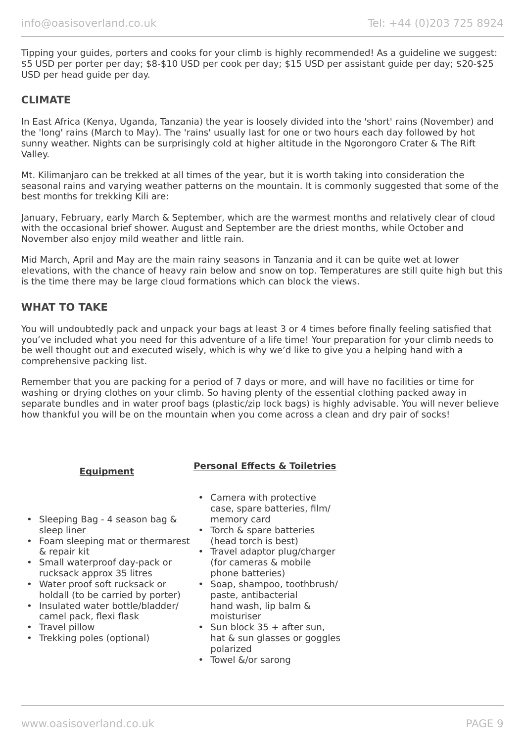Tipping your guides, porters and cooks for your climb is highly recommended! As a guideline we suggest: $5 USD per porter per day; $8-$10 USD per cook per day; $15 USD per assistant guide per day; $20-$25 USD per head guide per day.

## CLIMATE

In East Africa (Kenya, Uganda, Tanzania) the year is loosely divided into the 'short' rains (November) and the 'long' rains (March to May). The 'rains' usually last for one or two hours each day followed by hot sunny weather. Nights can be surprisingly cold at higher altitude in the Ngorongoro Crater & The Rift Valley.

Mt. Kilimanjaro can be trekked at all times of the year, but it is worth taking into consideration the seasonal rains and varying weather patterns on the mountain. It is commonly suggested that some of the best months for trekking Kili are:

January, February, early March & September, which are the warmest months and relatively clear of cloud with the occasional brief shower. August and September are the driest months, while October and November also enjoy mild weather and little rain.

Mid March, April and May are the main rainy seasons in Tanzania and it can be quite wet at lower elevations, with the chance of heavy rain below and snow on top. Temperatures are still quite high but this is the time there may be large cloud formations which can block the views.

## WHAT TO TAKE

You will undoubtedly pack and unpack your bags at least 3 or 4 times before finally feeling satisfied that you've included what you need for this adventure of a life time! Your preparation for your climb needs to be well thought out and executed wisely, which is why we'd like to give you a helping hand with a comprehensive packing list.

Remember that you are packing for a period of 7 days or more, and will have no facilities or time for washing or drying clothes on your climb. So having plenty of the essential clothing packed away in separate bundles and in water proof bags (plastic/zip lock bags) is highly advisable. You will never believe how thankful you will be on the mountain when you come across a clean and dry pair of socks!

**Equipment**

- Sleeping Bag - 4 season bag & sleep liner
- Foam sleeping mat or thermarest & repair kit
- Small waterproof day-pack or rucksack approx 35 litres
- Water proof soft rucksack or holdall (to be carried by porter)
- Insulated water bottle/bladder/ camel pack, flexi flask
- Travel pillow
- Trekking poles (optional)

**Personal Effects & Toiletries**

- Camera with protective case, spare batteries, film/ memory card
- Torch & spare batteries (head torch is best)
- Travel adaptor plug/charger (for cameras & mobile phone batteries)
- Soap, shampoo, toothbrush/ paste, antibacterial hand wash, lip balm & moisturiser
- Sun block 35 + after sun, hat & sun glasses or goggles polarized
- Towel &/or sarong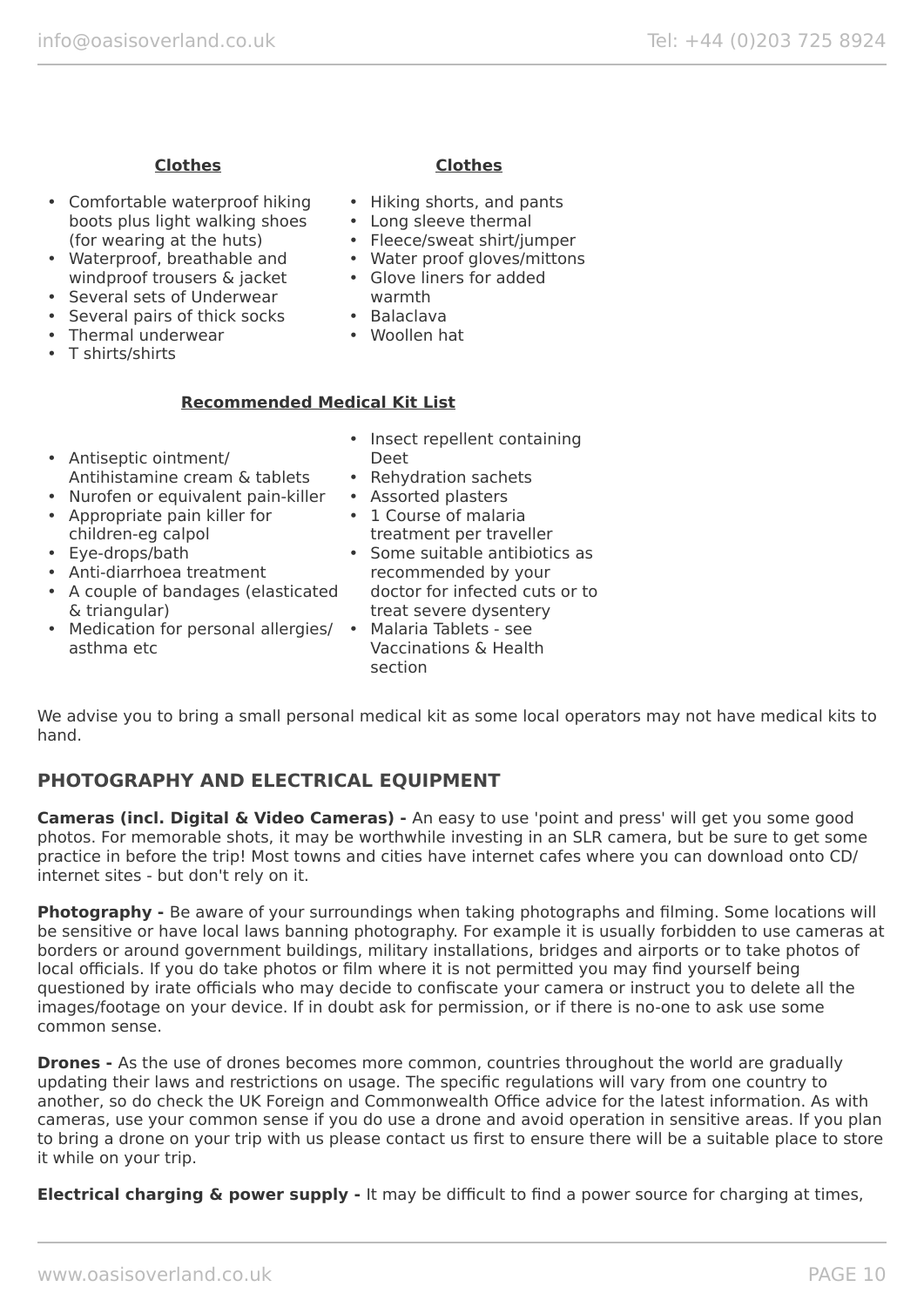**Clothes**

- Comfortable waterproof hiking boots plus light walking shoes (for wearing at the huts)
- Waterproof, breathable and windproof trousers & jacket
- Several sets of Underwear
- Several pairs of thick socks
- Thermal underwear
- T shirts/shirts

**Clothes**

- Hiking shorts, and pants
- Long sleeve thermal
- Fleece/sweat shirt/jumper
- Water proof gloves/mittons
- Glove liners for added warmth
- Balaclava
- Woollen hat

**Recommended Medical Kit List**

- Antiseptic ointment/ Antihistamine cream & tablets
- Nurofen or equivalent pain-killer
- Appropriate pain killer for children-eg calpol
- Eye-drops/bath
- Anti-diarrhoea treatment
- A couple of bandages (elasticated & triangular)
- Medication for personal allergies/ asthma etc
- Insect repellent containing Deet
- Rehydration sachets
- Assorted plasters
- 1 Course of malaria treatment per traveller
- Some suitable antibiotics as recommended by your doctor for infected cuts or to treat severe dysentery
- Malaria Tablets - see Vaccinations & Health section

We advise you to bring a small personal medical kit as some local operators may not have medical kits to hand.

## PHOTOGRAPHY AND ELECTRICAL EQUIPMENT

**Cameras (incl. Digital & Video Cameras) -** An easy to use 'point and press' will get you some good photos. For memorable shots, it may be worthwhile investing in an SLR camera, but be sure to get some practice in before the trip! Most towns and cities have internet cafes where you can download onto CD/ internet sites - but don't rely on it.

**Photography -** Be aware of your surroundings when taking photographs and filming. Some locations will be sensitive or have local laws banning photography. For example it is usually forbidden to use cameras at borders or around government buildings, military installations, bridges and airports or to take photos of local officials. If you do take photos or film where it is not permitted you may find yourself being questioned by irate officials who may decide to confiscate your camera or instruct you to delete all the images/footage on your device. If in doubt ask for permission, or if there is no-one to ask use some common sense.

**Drones -** As the use of drones becomes more common, countries throughout the world are gradually updating their laws and restrictions on usage. The specific regulations will vary from one country to another, so do check the UK Foreign and Commonwealth Office advice for the latest information. As with cameras, use your common sense if you do use a drone and avoid operation in sensitive areas. If you plan to bring a drone on your trip with us please contact us first to ensure there will be a suitable place to store it while on your trip.

**Electrical charging & power supply -** It may be difficult to find a power source for charging at times,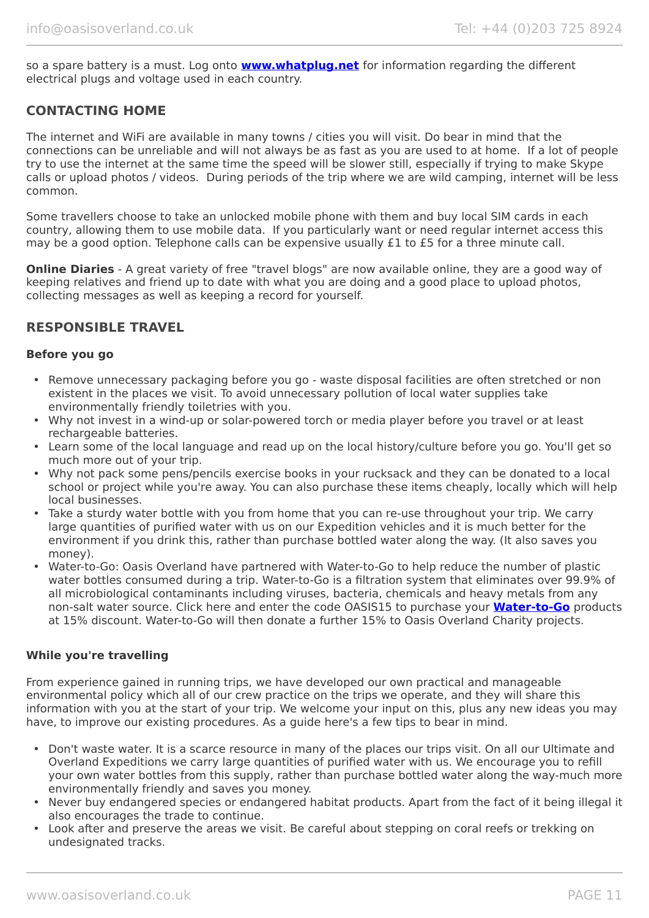so a spare battery is a must. Log onto **[www.whatplug.net](http://www.whatplug.net)** for information regarding the different electrical plugs and voltage used in each country.

## CONTACTING HOME

The internet and WiFi are available in many towns / cities you will visit. Do bear in mind that the connections can be unreliable and will not always be as fast as you are used to at home. If a lot of people try to use the internet at the same time the speed will be slower still, especially if trying to make Skype calls or upload photos / videos. During periods of the trip where we are wild camping, internet will be less common.

Some travellers choose to take an unlocked mobile phone with them and buy local SIM cards in each country, allowing them to use mobile data. If you particularly want or need regular internet access this may be a good option. Telephone calls can be expensive usually £1 to £5 for a three minute call.

**Online Diaries** - A great variety of free "travel blogs" are now available online, they are a good way of keeping relatives and friend up to date with what you are doing and a good place to upload photos, collecting messages as well as keeping a record for yourself.

## RESPONSIBLE TRAVEL

### Before you go

- Remove unnecessary packaging before you go - waste disposal facilities are often stretched or non existent in the places we visit. To avoid unnecessary pollution of local water supplies take environmentally friendly toiletries with you.
- Why not invest in a wind-up or solar-powered torch or media player before you travel or at least rechargeable batteries.
- Learn some of the local language and read up on the local history/culture before you go. You'll get so much more out of your trip.
- Why not pack some pens/pencils exercise books in your rucksack and they can be donated to a local school or project while you're away. You can also purchase these items cheaply, locally which will help local businesses.
- Take a sturdy water bottle with you from home that you can re-use throughout your trip. We carry large quantities of purified water with us on our Expedition vehicles and it is much better for the environment if you drink this, rather than purchase bottled water along the way. (It also saves you money).
- Water-to-Go: Oasis Overland have partnered with Water-to-Go to help reduce the number of plastic water bottles consumed during a trip. Water-to-Go is a filtration system that eliminates over 99.9% of all microbiological contaminants including viruses, bacteria, chemicals and heavy metals from any non-salt water source. Click here and enter the code OASIS15 to purchase your **Water-to-Go** products at 15% discount. Water-to-Go will then donate a further 15% to Oasis Overland Charity projects.

### While you're travelling

From experience gained in running trips, we have developed our own practical and manageable environmental policy which all of our crew practice on the trips we operate, and they will share this information with you at the start of your trip. We welcome your input on this, plus any new ideas you may have, to improve our existing procedures. As a guide here's a few tips to bear in mind.

- Don't waste water. It is a scarce resource in many of the places our trips visit. On all our Ultimate and Overland Expeditions we carry large quantities of purified water with us. We encourage you to refill your own water bottles from this supply, rather than purchase bottled water along the way-much more environmentally friendly and saves you money.
- Never buy endangered species or endangered habitat products. Apart from the fact of it being illegal it also encourages the trade to continue.
- Look after and preserve the areas we visit. Be careful about stepping on coral reefs or trekking on undesignated tracks.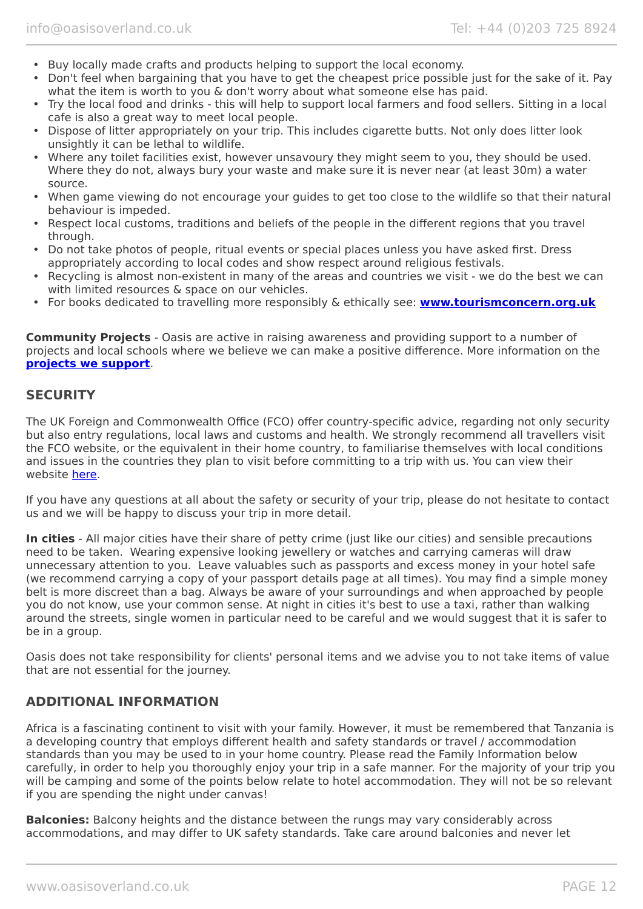- Buy locally made crafts and products helping to support the local economy.
- Don't feel when bargaining that you have to get the cheapest price possible just for the sake of it. Pay what the item is worth to you & don't worry about what someone else has paid.
- Try the local food and drinks - this will help to support local farmers and food sellers. Sitting in a local cafe is also a great way to meet local people.
- Dispose of litter appropriately on your trip. This includes cigarette butts. Not only does litter look unsightly it can be lethal to wildlife.
- Where any toilet facilities exist, however unsavoury they might seem to you, they should be used. Where they do not, always bury your waste and make sure it is never near (at least 30m) a water source.
- When game viewing do not encourage your guides to get too close to the wildlife so that their natural behaviour is impeded.
- Respect local customs, traditions and beliefs of the people in the different regions that you travel through.
- Do not take photos of people, ritual events or special places unless you have asked first. Dress appropriately according to local codes and show respect around religious festivals.
- Recycling is almost non-existent in many of the areas and countries we visit - we do the best we can with limited resources & space on our vehicles.
- For books dedicated to travelling more responsibly & ethically see: **www.tourismconcern.org.uk**

**Community Projects** - Oasis are active in raising awareness and providing support to a number of projects and local schools where we believe we can make a positive difference. More information on the **projects we support**.

## SECURITY

The UK Foreign and Commonwealth Office (FCO) offer country-specific advice, regarding not only security but also entry regulations, local laws and customs and health. We strongly recommend all travellers visit the FCO website, or the equivalent in their home country, to familiarise themselves with local conditions and issues in the countries they plan to visit before committing to a trip with us. You can view their website here.

If you have any questions at all about the safety or security of your trip, please do not hesitate to contact us and we will be happy to discuss your trip in more detail.

**In cities** - All major cities have their share of petty crime (just like our cities) and sensible precautions need to be taken. Wearing expensive looking jewellery or watches and carrying cameras will draw unnecessary attention to you. Leave valuables such as passports and excess money in your hotel safe (we recommend carrying a copy of your passport details page at all times). You may find a simple money belt is more discreet than a bag. Always be aware of your surroundings and when approached by people you do not know, use your common sense. At night in cities it's best to use a taxi, rather than walking around the streets, single women in particular need to be careful and we would suggest that it is safer to be in a group.

Oasis does not take responsibility for clients' personal items and we advise you to not take items of value that are not essential for the journey.

## ADDITIONAL INFORMATION

Africa is a fascinating continent to visit with your family. However, it must be remembered that Tanzania is a developing country that employs different health and safety standards or travel / accommodation standards than you may be used to in your home country. Please read the Family Information below carefully, in order to help you thoroughly enjoy your trip in a safe manner. For the majority of your trip you will be camping and some of the points below relate to hotel accommodation. They will not be so relevant if you are spending the night under canvas!

**Balconies:** Balcony heights and the distance between the rungs may vary considerably across accommodations, and may differ to UK safety standards. Take care around balconies and never let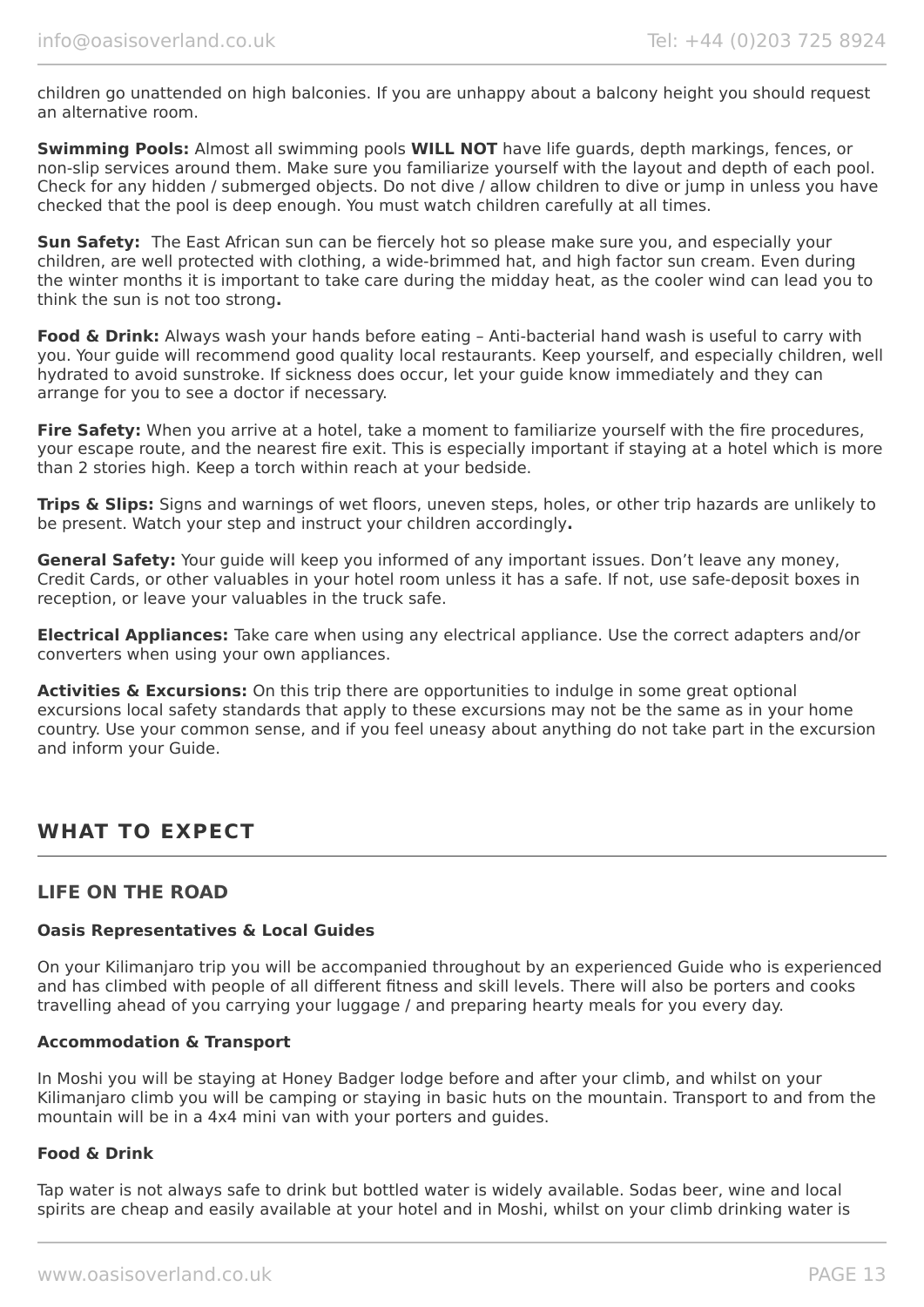children go unattended on high balconies. If you are unhappy about a balcony height you should request an alternative room.

**Swimming Pools:** Almost all swimming pools **WILL NOT** have life guards, depth markings, fences, or non-slip services around them. Make sure you familiarize yourself with the layout and depth of each pool. Check for any hidden / submerged objects. Do not dive / allow children to dive or jump in unless you have checked that the pool is deep enough. You must watch children carefully at all times.

**Sun Safety:** The East African sun can be fiercely hot so please make sure you, and especially your children, are well protected with clothing, a wide-brimmed hat, and high factor sun cream. Even during the winter months it is important to take care during the midday heat, as the cooler wind can lead you to think the sun is not too strong**.**

**Food & Drink:** Always wash your hands before eating – Anti-bacterial hand wash is useful to carry with you. Your guide will recommend good quality local restaurants. Keep yourself, and especially children, well hydrated to avoid sunstroke. If sickness does occur, let your guide know immediately and they can arrange for you to see a doctor if necessary.

**Fire Safety:** When you arrive at a hotel, take a moment to familiarize yourself with the fire procedures, your escape route, and the nearest fire exit. This is especially important if staying at a hotel which is more than 2 stories high. Keep a torch within reach at your bedside.

**Trips & Slips:** Signs and warnings of wet floors, uneven steps, holes, or other trip hazards are unlikely to be present. Watch your step and instruct your children accordingly**.**

**General Safety:** Your guide will keep you informed of any important issues. Don't leave any money, Credit Cards, or other valuables in your hotel room unless it has a safe. If not, use safe-deposit boxes in reception, or leave your valuables in the truck safe.

**Electrical Appliances:** Take care when using any electrical appliance. Use the correct adapters and/or converters when using your own appliances.

**Activities & Excursions:** On this trip there are opportunities to indulge in some great optional excursions local safety standards that apply to these excursions may not be the same as in your home country. Use your common sense, and if you feel uneasy about anything do not take part in the excursion and inform your Guide.

## WHAT TO EXPECT

### LIFE ON THE ROAD

#### Oasis Representatives & Local Guides

On your Kilimanjaro trip you will be accompanied throughout by an experienced Guide who is experienced and has climbed with people of all different fitness and skill levels. There will also be porters and cooks travelling ahead of you carrying your luggage / and preparing hearty meals for you every day.

#### Accommodation & Transport

In Moshi you will be staying at Honey Badger lodge before and after your climb, and whilst on your Kilimanjaro climb you will be camping or staying in basic huts on the mountain. Transport to and from the mountain will be in a 4x4 mini van with your porters and guides.

#### Food & Drink

Tap water is not always safe to drink but bottled water is widely available. Sodas beer, wine and local spirits are cheap and easily available at your hotel and in Moshi, whilst on your climb drinking water is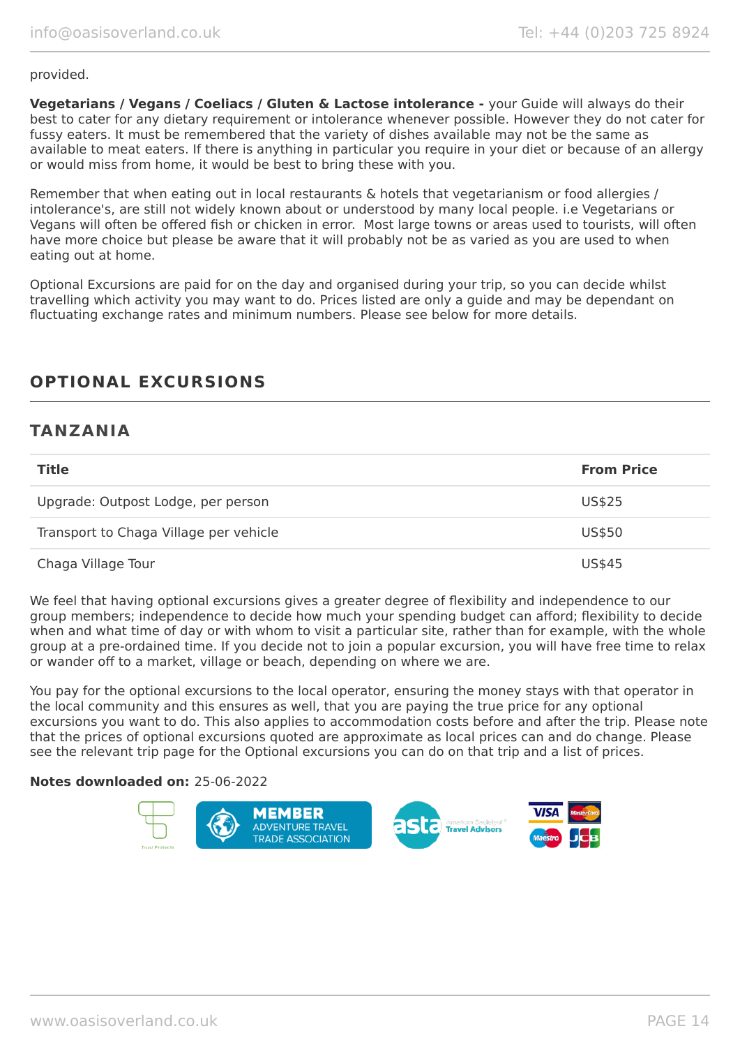provided.

**Vegetarians / Vegans / Coeliacs / Gluten & Lactose intolerance -** your Guide will always do their best to cater for any dietary requirement or intolerance whenever possible. However they do not cater for fussy eaters. It must be remembered that the variety of dishes available may not be the same as available to meat eaters. If there is anything in particular you require in your diet or because of an allergy or would miss from home, it would be best to bring these with you.

Remember that when eating out in local restaurants & hotels that vegetarianism or food allergies / intolerance's, are still not widely known about or understood by many local people. i.e Vegetarians or Vegans will often be offered fish or chicken in error. Most large towns or areas used to tourists, will often have more choice but please be aware that it will probably not be as varied as you are used to when eating out at home.

Optional Excursions are paid for on the day and organised during your trip, so you can decide whilst travelling which activity you may want to do. Prices listed are only a guide and may be dependant on fluctuating exchange rates and minimum numbers. Please see below for more details.

## OPTIONAL EXCURSIONS

### TANZANIA

| Title | From Price |
|---|---|
| Upgrade: Outpost Lodge, per person | US$25 |
| Transport to Chaga Village per vehicle | US$50 |
| Chaga Village Tour | US$45 |

We feel that having optional excursions gives a greater degree of flexibility and independence to our group members; independence to decide how much your spending budget can afford; flexibility to decide when and what time of day or with whom to visit a particular site, rather than for example, with the whole group at a pre-ordained time. If you decide not to join a popular excursion, you will have free time to relax or wander off to a market, village or beach, depending on where we are.

You pay for the optional excursions to the local operator, ensuring the money stays with that operator in the local community and this ensures as well, that you are paying the true price for any optional excursions you want to do. This also applies to accommodation costs before and after the trip. Please note that the prices of optional excursions quoted are approximate as local prices can and do change. Please see the relevant trip page for the Optional excursions you can do on that trip and a list of prices.

**Notes downloaded on:** 25-06-2022